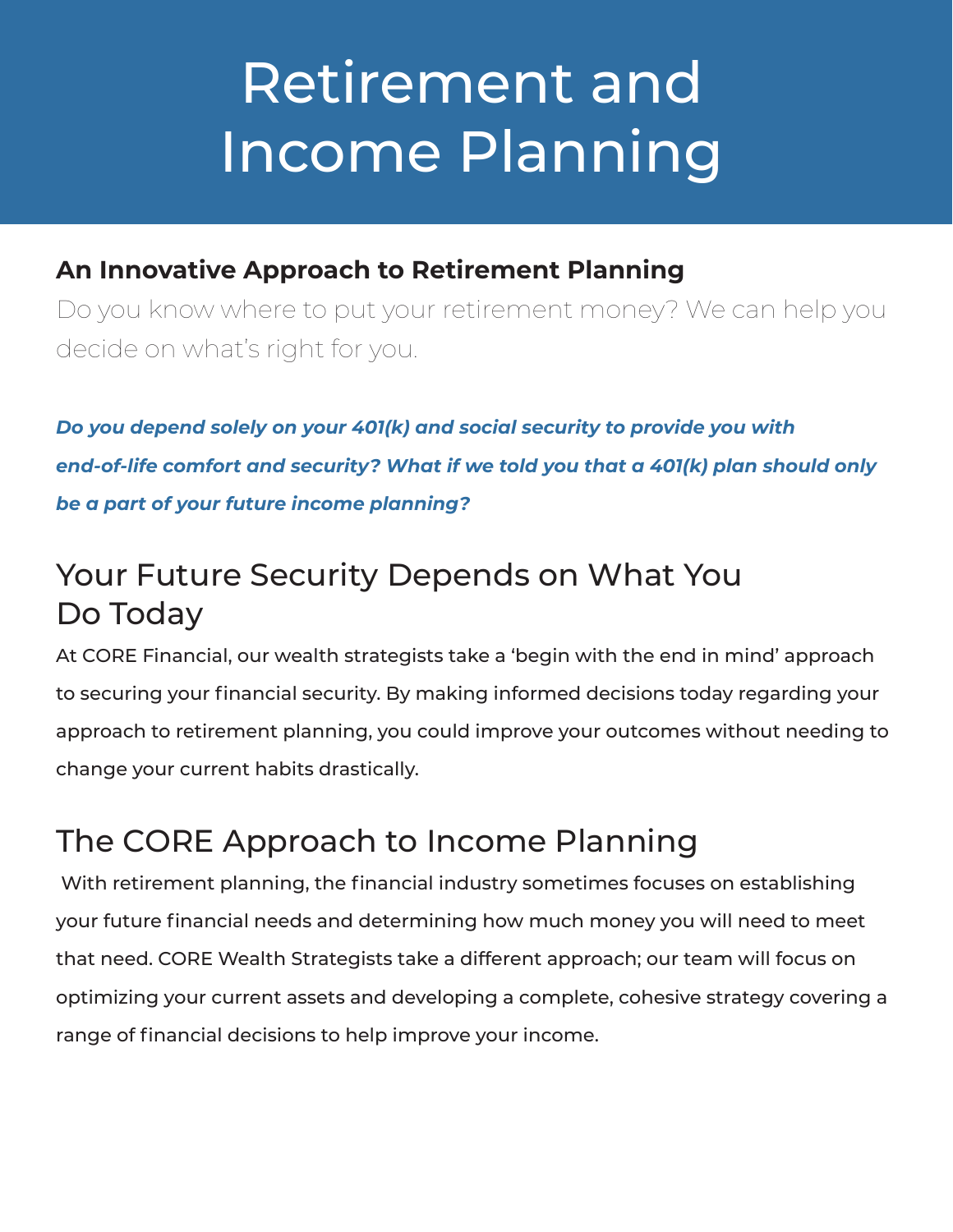# Retirement and Income Planning

**An Innovative Approach to Retirement Planning**

Do you know where to put your retirement money? We can help you decide on what's right for you.

***Do you depend solely on your 401(k) and social security to provide you with end-of-life comfort and security? What if we told you that a 401(k) plan should only be a part of your future income planning?***

## Your Future Security Depends on What You Do Today

At CORE Financial, our wealth strategists take a 'begin with the end in mind' approach to securing your financial security. By making informed decisions today regarding your approach to retirement planning, you could improve your outcomes without needing to change your current habits drastically.

## The CORE Approach to Income Planning

With retirement planning, the financial industry sometimes focuses on establishing your future financial needs and determining how much money you will need to meet that need. CORE Wealth Strategists take a different approach; our team will focus on optimizing your current assets and developing a complete, cohesive strategy covering a range of financial decisions to help improve your income.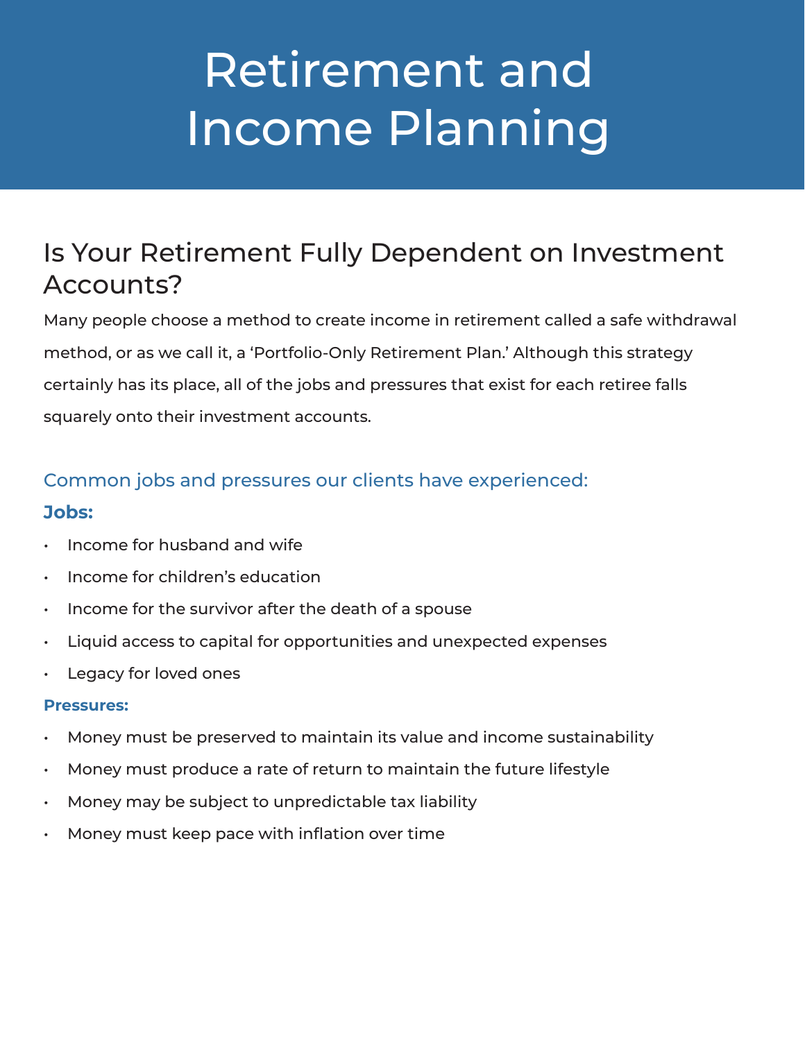# Retirement and Income Planning

## Is Your Retirement Fully Dependent on Investment Accounts?

Many people choose a method to create income in retirement called a safe withdrawal method, or as we call it, a 'Portfolio-Only Retirement Plan.' Although this strategy certainly has its place, all of the jobs and pressures that exist for each retiree falls squarely onto their investment accounts.

### Common jobs and pressures our clients have experienced:

**Jobs:**

- Income for husband and wife
- Income for children's education
- Income for the survivor after the death of a spouse
- Liquid access to capital for opportunities and unexpected expenses
- Legacy for loved ones

**Pressures:**

- Money must be preserved to maintain its value and income sustainability
- Money must produce a rate of return to maintain the future lifestyle
- Money may be subject to unpredictable tax liability
- Money must keep pace with inflation over time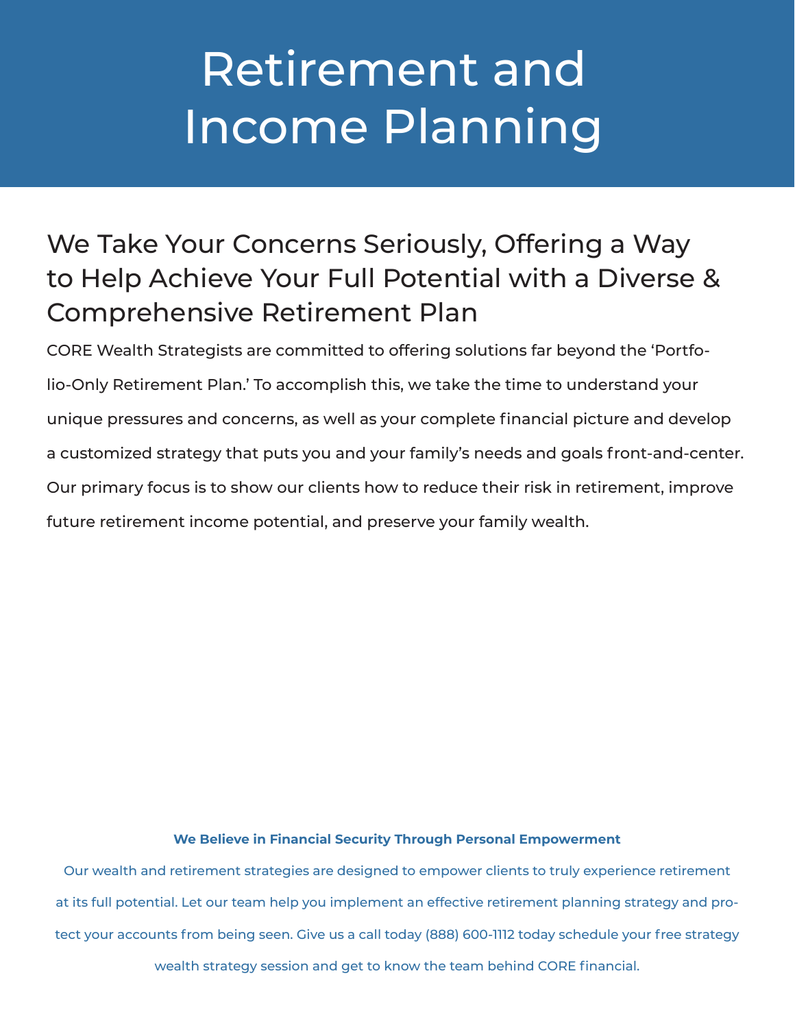# Retirement and Income Planning

## We Take Your Concerns Seriously, Offering a Way to Help Achieve Your Full Potential with a Diverse & Comprehensive Retirement Plan

CORE Wealth Strategists are committed to offering solutions far beyond the 'Portfolio-Only Retirement Plan.' To accomplish this, we take the time to understand your unique pressures and concerns, as well as your complete financial picture and develop a customized strategy that puts you and your family's needs and goals front-and-center. Our primary focus is to show our clients how to reduce their risk in retirement, improve future retirement income potential, and preserve your family wealth.

**We Believe in Financial Security Through Personal Empowerment**

Our wealth and retirement strategies are designed to empower clients to truly experience retirement at its full potential. Let our team help you implement an effective retirement planning strategy and protect your accounts from being seen. Give us a call today (888) 600-1112 today schedule your free strategy wealth strategy session and get to know the team behind CORE financial.